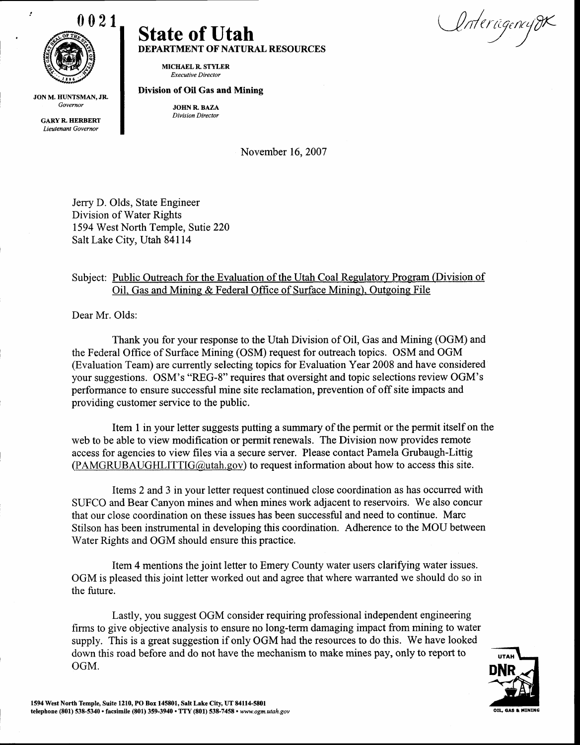0021

Interagency OK

**State of Utah**
**DEPARTMENT OF NATURAL RESOURCES**

MICHAEL R. STYLER
*Executive Director*

**Division of Oil Gas and Mining**

JOHN R. BAZA
*Division Director*

JON M. HUNTSMAN, JR.
*Governor*

GARY R. HERBERT
*Lieutenant Governor*

November 16, 2007

Jerry D. Olds, State Engineer
Division of Water Rights
1594 West North Temple, Sutie 220
Salt Lake City, Utah 84114

Subject: Public Outreach for the Evaluation of the Utah Coal Regulatory Program (Division of Oil, Gas and Mining & Federal Office of Surface Mining), Outgoing File

Dear Mr. Olds:

Thank you for your response to the Utah Division of Oil, Gas and Mining (OGM) and the Federal Office of Surface Mining (OSM) request for outreach topics. OSM and OGM (Evaluation Team) are currently selecting topics for Evaluation Year 2008 and have considered your suggestions. OSM's "REG-8" requires that oversight and topic selections review OGM's performance to ensure successful mine site reclamation, prevention of off site impacts and providing customer service to the public.

Item 1 in your letter suggests putting a summary of the permit or the permit itself on the web to be able to view modification or permit renewals. The Division now provides remote access for agencies to view files via a secure server. Please contact Pamela Grubaugh-Littig (PAMGRUBAUGHLITTIG@utah.gov) to request information about how to access this site.

Items 2 and 3 in your letter request continued close coordination as has occurred with SUFCO and Bear Canyon mines and when mines work adjacent to reservoirs. We also concur that our close coordination on these issues has been successful and need to continue. Marc Stilson has been instrumental in developing this coordination. Adherence to the MOU between Water Rights and OGM should ensure this practice.

Item 4 mentions the joint letter to Emery County water users clarifying water issues. OGM is pleased this joint letter worked out and agree that where warranted we should do so in the future.

Lastly, you suggest OGM consider requiring professional independent engineering firms to give objective analysis to ensure no long-term damaging impact from mining to water supply. This is a great suggestion if only OGM had the resources to do this. We have looked down this road before and do not have the mechanism to make mines pay, only to report to OGM.

1594 West North Temple, Suite 1210, PO Box 145801, Salt Lake City, UT 84114-5801
telephone (801) 538-5340 • facsimile (801) 359-3940 • TTY (801) 538-7458 • *www.ogm.utah.gov*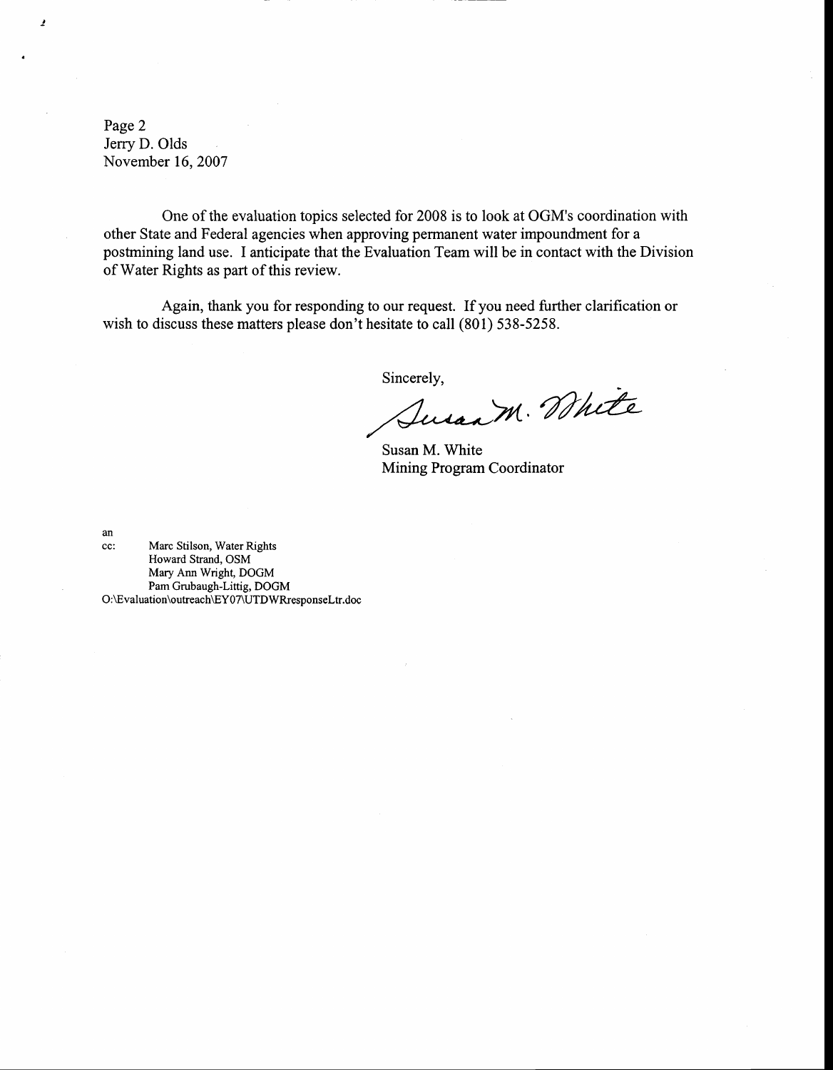Page 2
Jerry D. Olds
November 16, 2007

One of the evaluation topics selected for 2008 is to look at OGM's coordination with other State and Federal agencies when approving permanent water impoundment for a postmining land use. I anticipate that the Evaluation Team will be in contact with the Division of Water Rights as part of this review.

Again, thank you for responding to our request. If you need further clarification or wish to discuss these matters please don't hesitate to call (801) 538-5258.

Sincerely,

Susan M. White

Susan M. White
Mining Program Coordinator

an
cc: Marc Stilson, Water Rights
Howard Strand, OSM
Mary Ann Wright, DOGM
Pam Grubaugh-Littig, DOGM
O:\Evaluation\outreach\EY07\UTDWRresponseLtr.doc